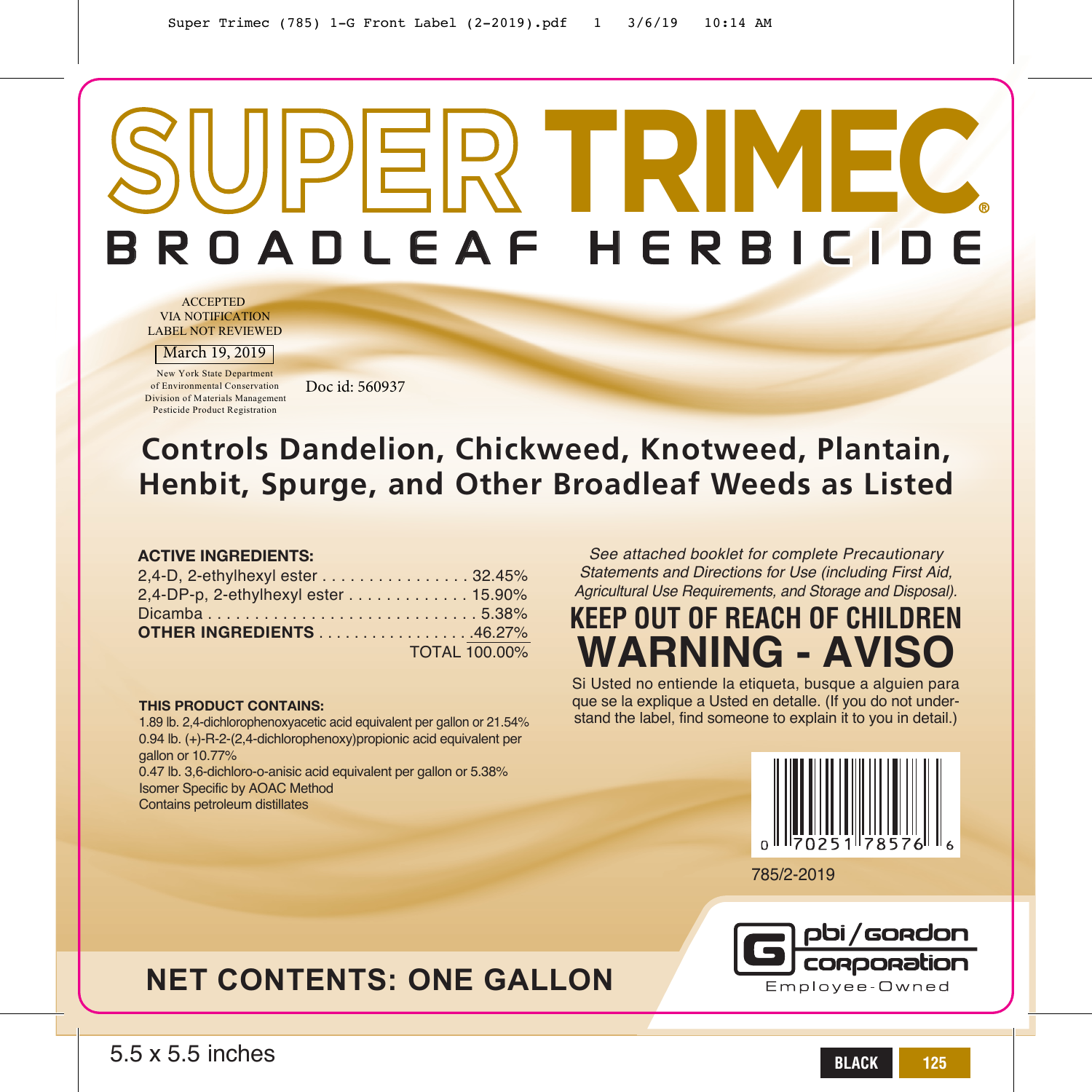# SUPER TRIMEC®

## BROADLEAF HERBICIDE

ACCEPTED
VIA NOTIFICATION
LABEL NOT REVIEWED

March 19, 2019

New York State Department
of Environmental Conservation
Division of Materials Management
Pesticide Product Registration

Doc id: 560937

## Controls Dandelion, Chickweed, Knotweed, Plantain, Henbit, Spurge, and Other Broadleaf Weeds as Listed

**ACTIVE INGREDIENTS:**

| | |
|---|---|
| 2,4-D, 2-ethylhexyl ester | 32.45% |
| 2,4-DP-p, 2-ethylhexyl ester | 15.90% |
| Dicamba | 5.38% |
| **OTHER INGREDIENTS** | 46.27% |
| TOTAL | 100.00% |

**THIS PRODUCT CONTAINS:**

1.89 lb. 2,4-dichlorophenoxyacetic acid equivalent per gallon or 21.54%
0.94 lb. (+)-R-2-(2,4-dichlorophenoxy)propionic acid equivalent per gallon or 10.77%
0.47 lb. 3,6-dichloro-o-anisic acid equivalent per gallon or 5.38%
Isomer Specific by AOAC Method
Contains petroleum distillates

*See attached booklet for complete Precautionary Statements and Directions for Use (including First Aid, Agricultural Use Requirements, and Storage and Disposal).*

**KEEP OUT OF REACH OF CHILDREN**

# WARNING - AVISO

Si Usted no entiende la etiqueta, busque a alguien para que se la explique a Usted en detalle. (If you do not understand the label, find someone to explain it to you in detail.)

0 70251 78576 6

785/2-2019

pbi/gordon corporation
Employee-Owned

## NET CONTENTS: ONE GALLON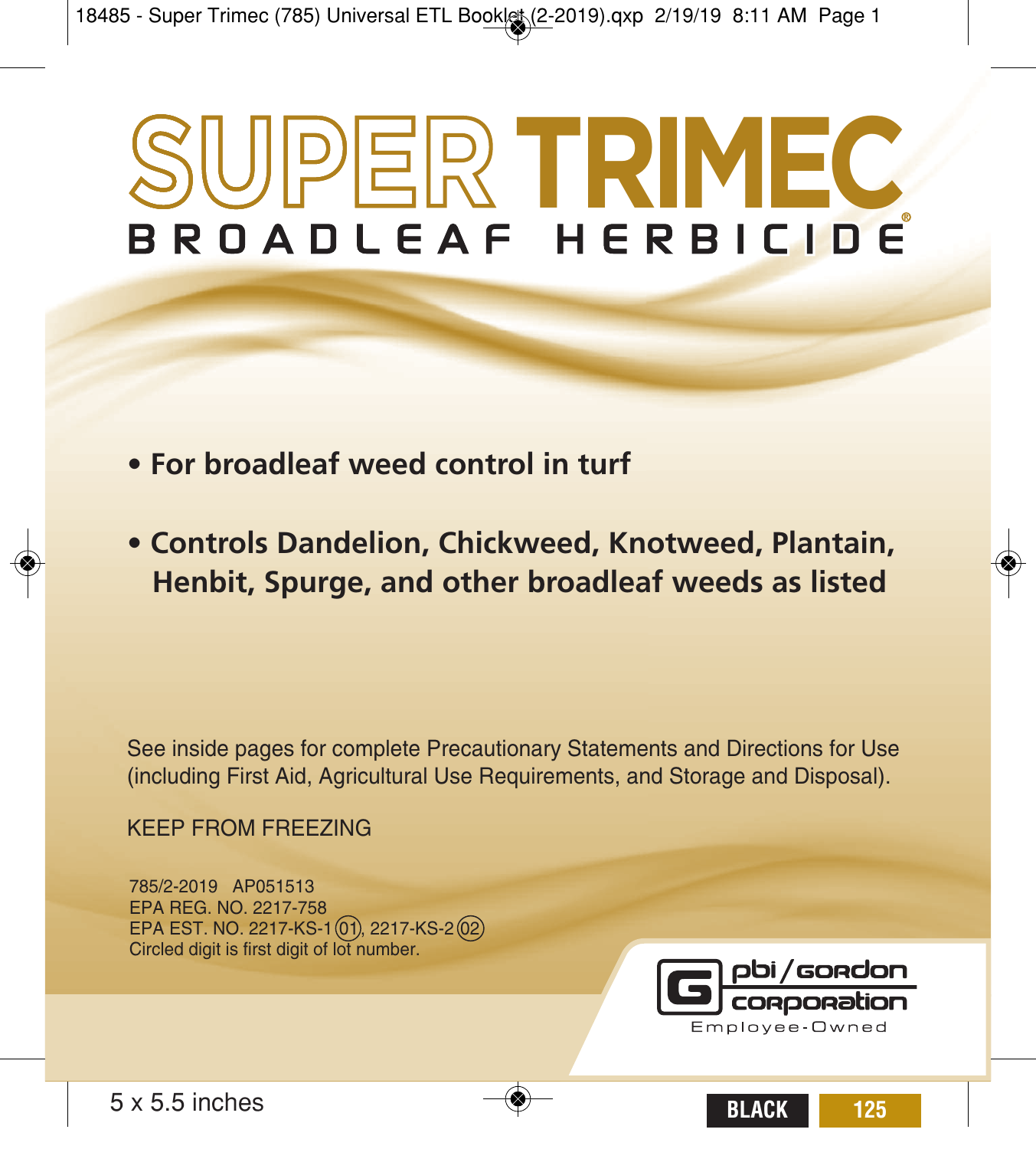# SUPER TRIMEC®

## BROADLEAF HERBICIDE

- **For broadleaf weed control in turf**
- **Controls Dandelion, Chickweed, Knotweed, Plantain, Henbit, Spurge, and other broadleaf weeds as listed**

See inside pages for complete Precautionary Statements and Directions for Use (including First Aid, Agricultural Use Requirements, and Storage and Disposal).

KEEP FROM FREEZING

785/2-2019 AP051513
EPA REG. NO. 2217-758
EPA EST. NO. 2217-KS-1 (01), 2217-KS-2 (02)
Circled digit is first digit of lot number.

pbi/gordon corporation
Employee-Owned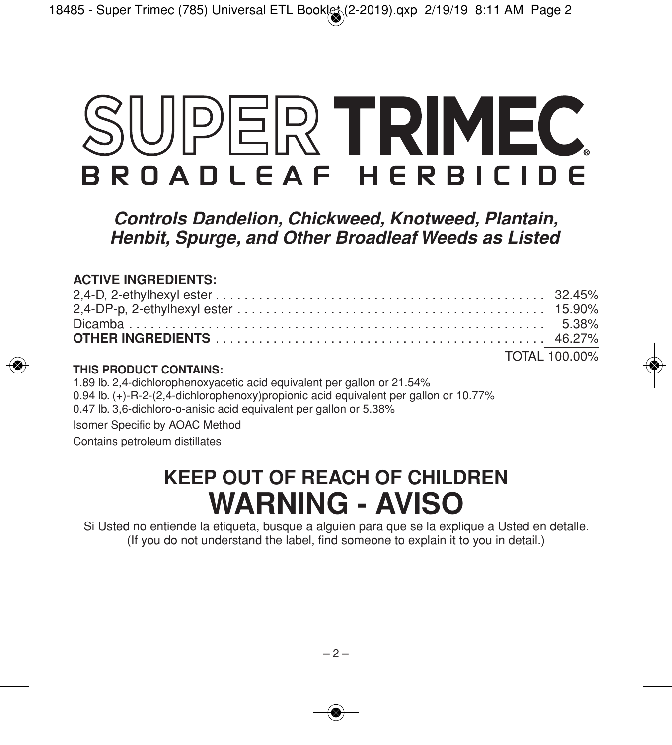# SUPER TRIMEC®

## BROADLEAF HERBICIDE

***Controls Dandelion, Chickweed, Knotweed, Plantain, Henbit, Spurge, and Other Broadleaf Weeds as Listed***

**ACTIVE INGREDIENTS:**

| | |
|---|---|
| 2,4-D, 2-ethylhexyl ester | 32.45% |
| 2,4-DP-p, 2-ethylhexyl ester | 15.90% |
| Dicamba | 5.38% |
| **OTHER INGREDIENTS** | 46.27% |
| | TOTAL 100.00% |

**THIS PRODUCT CONTAINS:**

1.89 lb. 2,4-dichlorophenoxyacetic acid equivalent per gallon or 21.54%
0.94 lb. (+)-R-2-(2,4-dichlorophenoxy)propionic acid equivalent per gallon or 10.77%
0.47 lb. 3,6-dichloro-o-anisic acid equivalent per gallon or 5.38%

Isomer Specific by AOAC Method

Contains petroleum distillates

## KEEP OUT OF REACH OF CHILDREN

# WARNING - AVISO

Si Usted no entiende la etiqueta, busque a alguien para que se la explique a Usted en detalle.
(If you do not understand the label, find someone to explain it to you in detail.)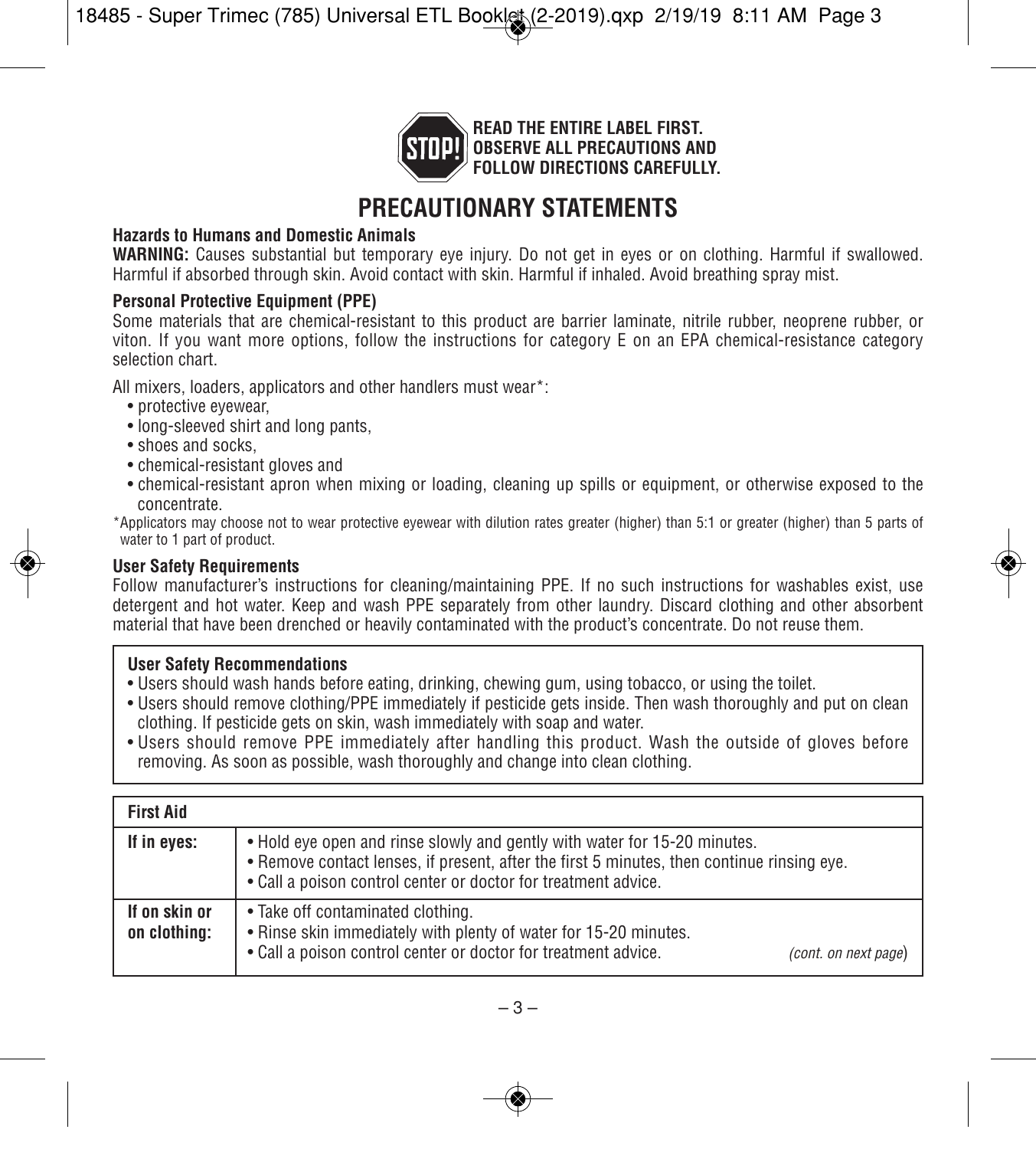**READ THE ENTIRE LABEL FIRST. OBSERVE ALL PRECAUTIONS AND FOLLOW DIRECTIONS CAREFULLY.**

# PRECAUTIONARY STATEMENTS

### Hazards to Humans and Domestic Animals

**WARNING:** Causes substantial but temporary eye injury. Do not get in eyes or on clothing. Harmful if swallowed. Harmful if absorbed through skin. Avoid contact with skin. Harmful if inhaled. Avoid breathing spray mist.

### Personal Protective Equipment (PPE)

Some materials that are chemical-resistant to this product are barrier laminate, nitrile rubber, neoprene rubber, or viton. If you want more options, follow the instructions for category E on an EPA chemical-resistance category selection chart.

All mixers, loaders, applicators and other handlers must wear*:

- protective eyewear,
- long-sleeved shirt and long pants,
- shoes and socks,
- chemical-resistant gloves and
- chemical-resistant apron when mixing or loading, cleaning up spills or equipment, or otherwise exposed to the concentrate.

*Applicators may choose not to wear protective eyewear with dilution rates greater (higher) than 5:1 or greater (higher) than 5 parts of water to 1 part of product.

### User Safety Requirements

Follow manufacturer's instructions for cleaning/maintaining PPE. If no such instructions for washables exist, use detergent and hot water. Keep and wash PPE separately from other laundry. Discard clothing and other absorbent material that have been drenched or heavily contaminated with the product's concentrate. Do not reuse them.

### User Safety Recommendations

- Users should wash hands before eating, drinking, chewing gum, using tobacco, or using the toilet.
- Users should remove clothing/PPE immediately if pesticide gets inside. Then wash thoroughly and put on clean clothing. If pesticide gets on skin, wash immediately with soap and water.
- Users should remove PPE immediately after handling this product. Wash the outside of gloves before removing. As soon as possible, wash thoroughly and change into clean clothing.

| First Aid | |
|---|---|
| **If in eyes:** | • Hold eye open and rinse slowly and gently with water for 15-20 minutes.<br>• Remove contact lenses, if present, after the first 5 minutes, then continue rinsing eye.<br>• Call a poison control center or doctor for treatment advice. |
| **If on skin or on clothing:** | • Take off contaminated clothing.<br>• Rinse skin immediately with plenty of water for 15-20 minutes.<br>• Call a poison control center or doctor for treatment advice. *(cont. on next page)* |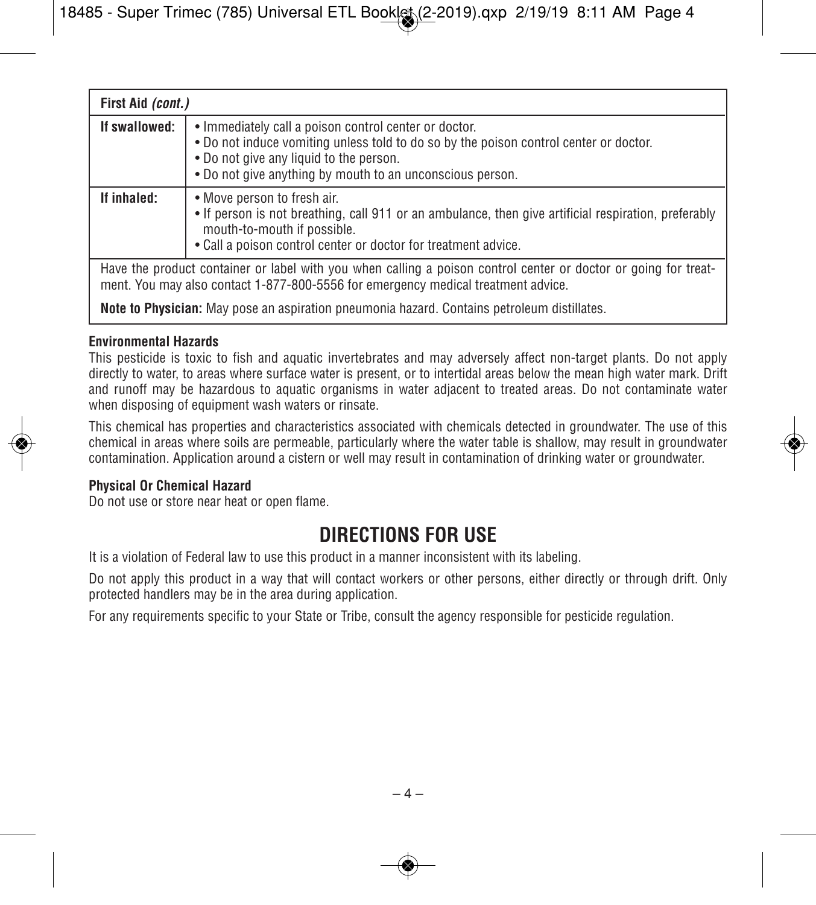| **First Aid** ***(cont.)*** | |
|---|---|
| **If swallowed:** | • Immediately call a poison control center or doctor.<br>• Do not induce vomiting unless told to do so by the poison control center or doctor.<br>• Do not give any liquid to the person.<br>• Do not give anything by mouth to an unconscious person. |
| **If inhaled:** | • Move person to fresh air.<br>• If person is not breathing, call 911 or an ambulance, then give artificial respiration, preferably mouth-to-mouth if possible.<br>• Call a poison control center or doctor for treatment advice. |
| Have the product container or label with you when calling a poison control center or doctor or going for treatment. You may also contact 1-877-800-5556 for emergency medical treatment advice. | |
| **Note to Physician:** May pose an aspiration pneumonia hazard. Contains petroleum distillates. | |

**Environmental Hazards**

This pesticide is toxic to fish and aquatic invertebrates and may adversely affect non-target plants. Do not apply directly to water, to areas where surface water is present, or to intertidal areas below the mean high water mark. Drift and runoff may be hazardous to aquatic organisms in water adjacent to treated areas. Do not contaminate water when disposing of equipment wash waters or rinsate.

This chemical has properties and characteristics associated with chemicals detected in groundwater. The use of this chemical in areas where soils are permeable, particularly where the water table is shallow, may result in groundwater contamination. Application around a cistern or well may result in contamination of drinking water or groundwater.

**Physical Or Chemical Hazard**

Do not use or store near heat or open flame.

# DIRECTIONS FOR USE

It is a violation of Federal law to use this product in a manner inconsistent with its labeling.

Do not apply this product in a way that will contact workers or other persons, either directly or through drift. Only protected handlers may be in the area during application.

For any requirements specific to your State or Tribe, consult the agency responsible for pesticide regulation.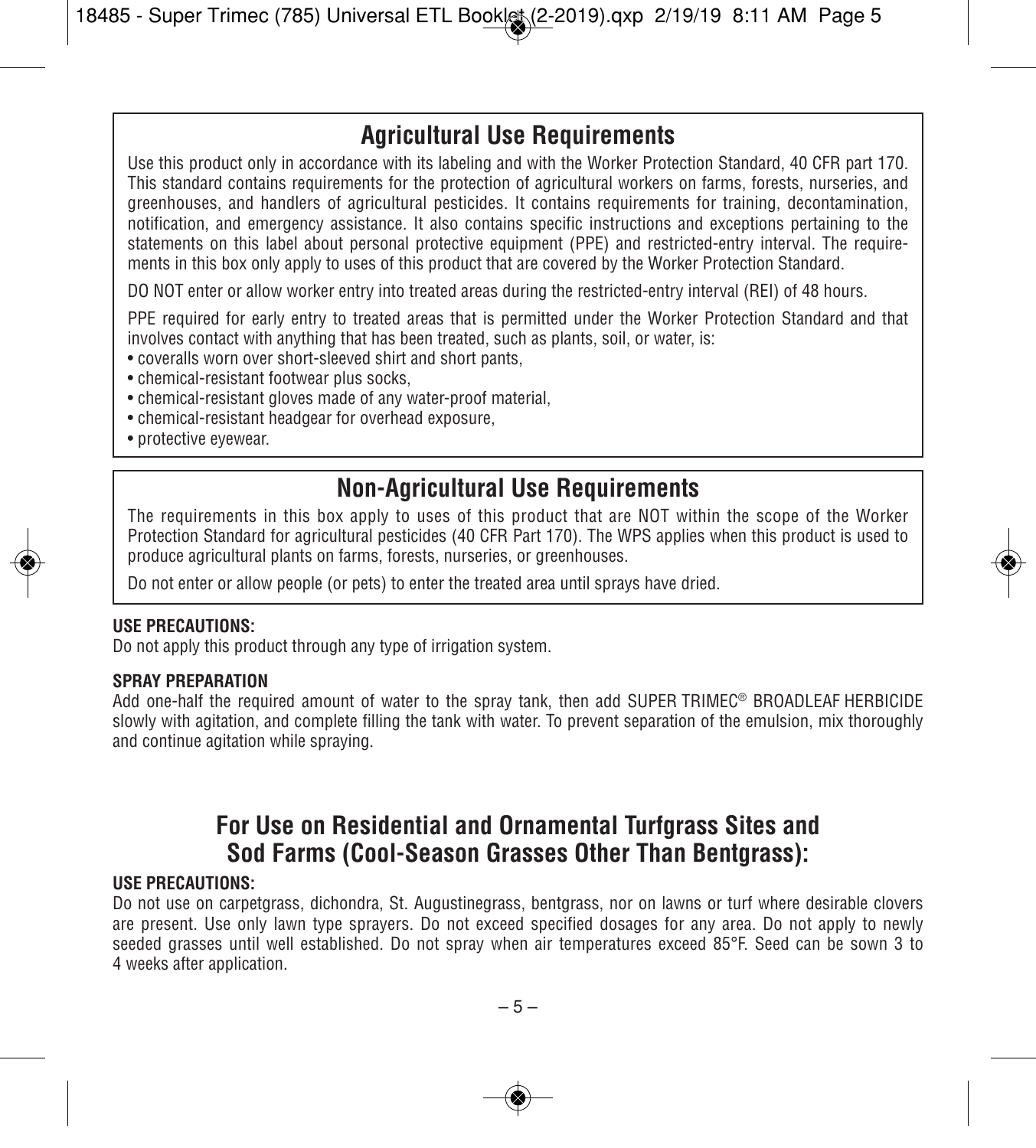## Agricultural Use Requirements

Use this product only in accordance with its labeling and with the Worker Protection Standard, 40 CFR part 170. This standard contains requirements for the protection of agricultural workers on farms, forests, nurseries, and greenhouses, and handlers of agricultural pesticides. It contains requirements for training, decontamination, notification, and emergency assistance. It also contains specific instructions and exceptions pertaining to the statements on this label about personal protective equipment (PPE) and restricted-entry interval. The requirements in this box only apply to uses of this product that are covered by the Worker Protection Standard.

DO NOT enter or allow worker entry into treated areas during the restricted-entry interval (REI) of 48 hours.

PPE required for early entry to treated areas that is permitted under the Worker Protection Standard and that involves contact with anything that has been treated, such as plants, soil, or water, is:

- coveralls worn over short-sleeved shirt and short pants,
- chemical-resistant footwear plus socks,
- chemical-resistant gloves made of any water-proof material,
- chemical-resistant headgear for overhead exposure,
- protective eyewear.

## Non-Agricultural Use Requirements

The requirements in this box apply to uses of this product that are NOT within the scope of the Worker Protection Standard for agricultural pesticides (40 CFR Part 170). The WPS applies when this product is used to produce agricultural plants on farms, forests, nurseries, or greenhouses.

Do not enter or allow people (or pets) to enter the treated area until sprays have dried.

**USE PRECAUTIONS:**
Do not apply this product through any type of irrigation system.

**SPRAY PREPARATION**
Add one-half the required amount of water to the spray tank, then add SUPER TRIMEC® BROADLEAF HERBICIDE slowly with agitation, and complete filling the tank with water. To prevent separation of the emulsion, mix thoroughly and continue agitation while spraying.

## For Use on Residential and Ornamental Turfgrass Sites and Sod Farms (Cool-Season Grasses Other Than Bentgrass):

**USE PRECAUTIONS:**
Do not use on carpetgrass, dichondra, St. Augustinegrass, bentgrass, nor on lawns or turf where desirable clovers are present. Use only lawn type sprayers. Do not exceed specified dosages for any area. Do not apply to newly seeded grasses until well established. Do not spray when air temperatures exceed 85°F. Seed can be sown 3 to 4 weeks after application.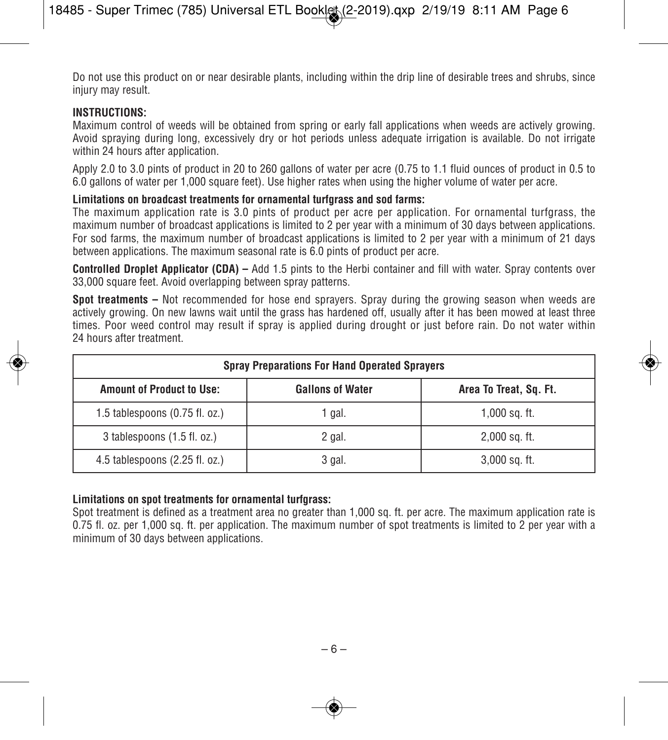Do not use this product on or near desirable plants, including within the drip line of desirable trees and shrubs, since injury may result.

**INSTRUCTIONS:**

Maximum control of weeds will be obtained from spring or early fall applications when weeds are actively growing. Avoid spraying during long, excessively dry or hot periods unless adequate irrigation is available. Do not irrigate within 24 hours after application.

Apply 2.0 to 3.0 pints of product in 20 to 260 gallons of water per acre (0.75 to 1.1 fluid ounces of product in 0.5 to 6.0 gallons of water per 1,000 square feet). Use higher rates when using the higher volume of water per acre.

**Limitations on broadcast treatments for ornamental turfgrass and sod farms:**

The maximum application rate is 3.0 pints of product per acre per application. For ornamental turfgrass, the maximum number of broadcast applications is limited to 2 per year with a minimum of 30 days between applications. For sod farms, the maximum number of broadcast applications is limited to 2 per year with a minimum of 21 days between applications. The maximum seasonal rate is 6.0 pints of product per acre.

**Controlled Droplet Applicator (CDA) –** Add 1.5 pints to the Herbi container and fill with water. Spray contents over 33,000 square feet. Avoid overlapping between spray patterns.

**Spot treatments –** Not recommended for hose end sprayers. Spray during the growing season when weeds are actively growing. On new lawns wait until the grass has hardened off, usually after it has been mowed at least three times. Poor weed control may result if spray is applied during drought or just before rain. Do not water within 24 hours after treatment.

| Spray Preparations For Hand Operated Sprayers | | |
|---|---|---|
| **Amount of Product to Use:** | **Gallons of Water** | **Area To Treat, Sq. Ft.** |
| 1.5 tablespoons (0.75 fl. oz.) | 1 gal. | 1,000 sq. ft. |
| 3 tablespoons (1.5 fl. oz.) | 2 gal. | 2,000 sq. ft. |
| 4.5 tablespoons (2.25 fl. oz.) | 3 gal. | 3,000 sq. ft. |

**Limitations on spot treatments for ornamental turfgrass:**

Spot treatment is defined as a treatment area no greater than 1,000 sq. ft. per acre. The maximum application rate is 0.75 fl. oz. per 1,000 sq. ft. per application. The maximum number of spot treatments is limited to 2 per year with a minimum of 30 days between applications.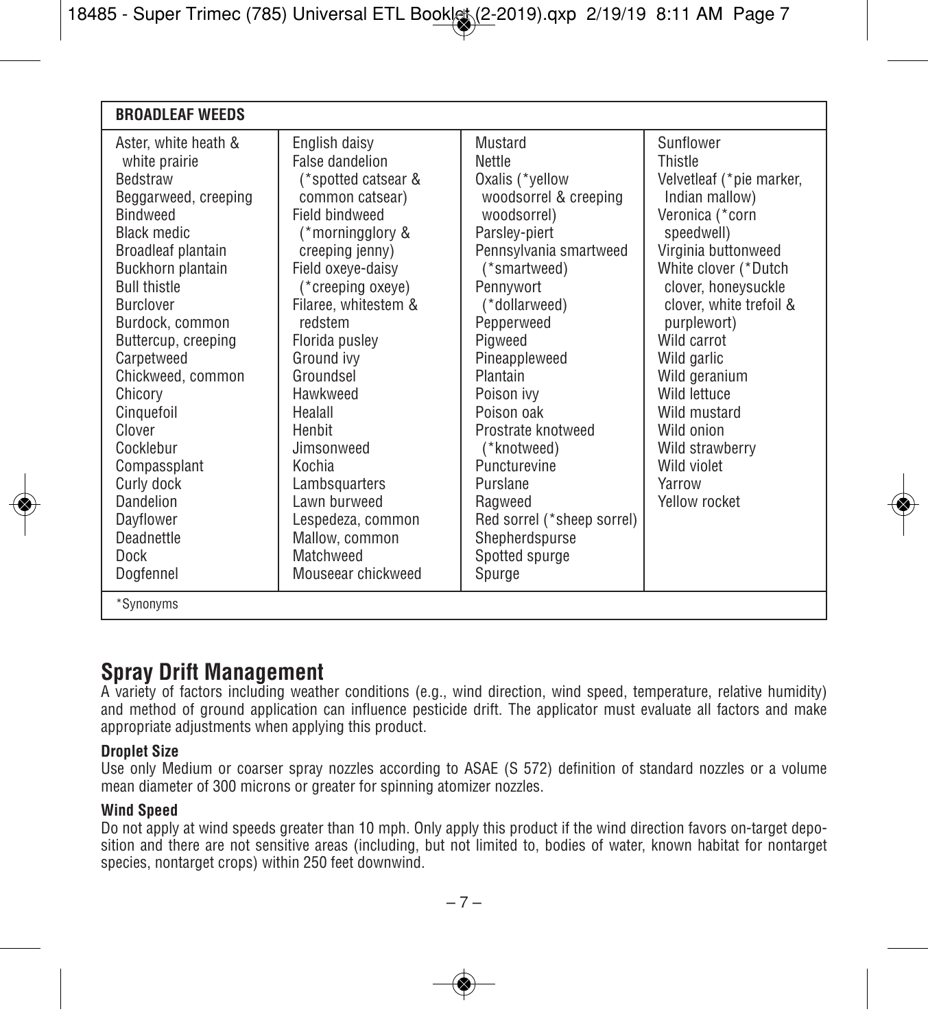| BROADLEAF WEEDS | | | |
|---|---|---|---|
| Aster, white heath & white prairie<br>Bedstraw<br>Beggarweed, creeping<br>Bindweed<br>Black medic<br>Broadleaf plantain<br>Buckhorn plantain<br>Bull thistle<br>Burclover<br>Burdock, common<br>Buttercup, creeping<br>Carpetweed<br>Chickweed, common<br>Chicory<br>Cinquefoil<br>Clover<br>Cocklebur<br>Compassplant<br>Curly dock<br>Dandelion<br>Dayflower<br>Deadnettle<br>Dock<br>Dogfennel | English daisy<br>False dandelion (*spotted catsear & common catsear)<br>Field bindweed (*morningglory & creeping jenny)<br>Field oxeye-daisy (*creeping oxeye)<br>Filaree, whitestem & redstem<br>Florida pusley<br>Ground ivy<br>Groundsel<br>Hawkweed<br>Healall<br>Henbit<br>Jimsonweed<br>Kochia<br>Lambsquarters<br>Lawn burweed<br>Lespedeza, common<br>Mallow, common<br>Matchweed<br>Mouseear chickweed | Mustard<br>Nettle<br>Oxalis (*yellow woodsorrel & creeping woodsorrel)<br>Parsley-piert<br>Pennsylvania smartweed (*smartweed)<br>Pennywort (*dollarweed)<br>Pepperweed<br>Pigweed<br>Pineappleweed<br>Plantain<br>Poison ivy<br>Poison oak<br>Prostrate knotweed (*knotweed)<br>Puncturevine<br>Purslane<br>Ragweed<br>Red sorrel (*sheep sorrel)<br>Shepherdspurse<br>Spotted spurge<br>Spurge | Sunflower<br>Thistle<br>Velvetleaf (*pie marker, Indian mallow)<br>Veronica (*corn speedwell)<br>Virginia buttonweed<br>White clover (*Dutch clover, honeysuckle clover, white trefoil & purplewort)<br>Wild carrot<br>Wild garlic<br>Wild geranium<br>Wild lettuce<br>Wild mustard<br>Wild onion<br>Wild strawberry<br>Wild violet<br>Yarrow<br>Yellow rocket |

*Synonyms

## Spray Drift Management

A variety of factors including weather conditions (e.g., wind direction, wind speed, temperature, relative humidity) and method of ground application can influence pesticide drift. The applicator must evaluate all factors and make appropriate adjustments when applying this product.

### Droplet Size

Use only Medium or coarser spray nozzles according to ASAE (S 572) definition of standard nozzles or a volume mean diameter of 300 microns or greater for spinning atomizer nozzles.

### Wind Speed

Do not apply at wind speeds greater than 10 mph. Only apply this product if the wind direction favors on-target deposition and there are not sensitive areas (including, but not limited to, bodies of water, known habitat for nontarget species, nontarget crops) within 250 feet downwind.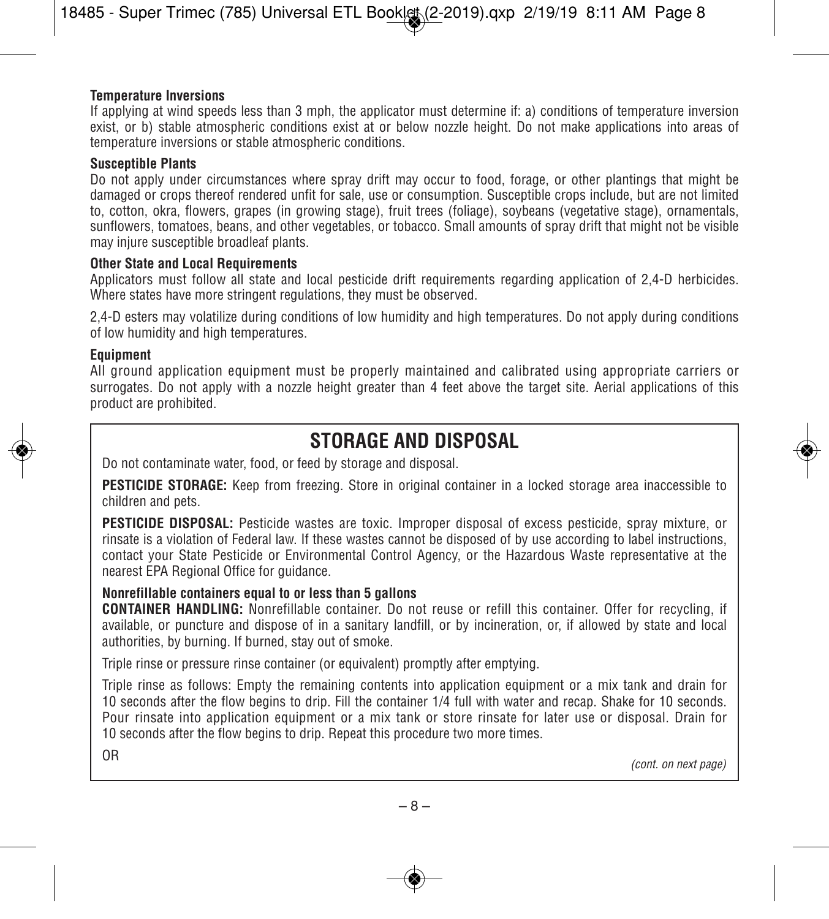**Temperature Inversions**

If applying at wind speeds less than 3 mph, the applicator must determine if: a) conditions of temperature inversion exist, or b) stable atmospheric conditions exist at or below nozzle height. Do not make applications into areas of temperature inversions or stable atmospheric conditions.

**Susceptible Plants**

Do not apply under circumstances where spray drift may occur to food, forage, or other plantings that might be damaged or crops thereof rendered unfit for sale, use or consumption. Susceptible crops include, but are not limited to, cotton, okra, flowers, grapes (in growing stage), fruit trees (foliage), soybeans (vegetative stage), ornamentals, sunflowers, tomatoes, beans, and other vegetables, or tobacco. Small amounts of spray drift that might not be visible may injure susceptible broadleaf plants.

**Other State and Local Requirements**

Applicators must follow all state and local pesticide drift requirements regarding application of 2,4-D herbicides. Where states have more stringent regulations, they must be observed.

2,4-D esters may volatilize during conditions of low humidity and high temperatures. Do not apply during conditions of low humidity and high temperatures.

**Equipment**

All ground application equipment must be properly maintained and calibrated using appropriate carriers or surrogates. Do not apply with a nozzle height greater than 4 feet above the target site. Aerial applications of this product are prohibited.

## STORAGE AND DISPOSAL

Do not contaminate water, food, or feed by storage and disposal.

**PESTICIDE STORAGE:** Keep from freezing. Store in original container in a locked storage area inaccessible to children and pets.

**PESTICIDE DISPOSAL:** Pesticide wastes are toxic. Improper disposal of excess pesticide, spray mixture, or rinsate is a violation of Federal law. If these wastes cannot be disposed of by use according to label instructions, contact your State Pesticide or Environmental Control Agency, or the Hazardous Waste representative at the nearest EPA Regional Office for guidance.

**Nonrefillable containers equal to or less than 5 gallons**

**CONTAINER HANDLING:** Nonrefillable container. Do not reuse or refill this container. Offer for recycling, if available, or puncture and dispose of in a sanitary landfill, or by incineration, or, if allowed by state and local authorities, by burning. If burned, stay out of smoke.

Triple rinse or pressure rinse container (or equivalent) promptly after emptying.

Triple rinse as follows: Empty the remaining contents into application equipment or a mix tank and drain for 10 seconds after the flow begins to drip. Fill the container 1/4 full with water and recap. Shake for 10 seconds. Pour rinsate into application equipment or a mix tank or store rinsate for later use or disposal. Drain for 10 seconds after the flow begins to drip. Repeat this procedure two more times.

OR

*(cont. on next page)*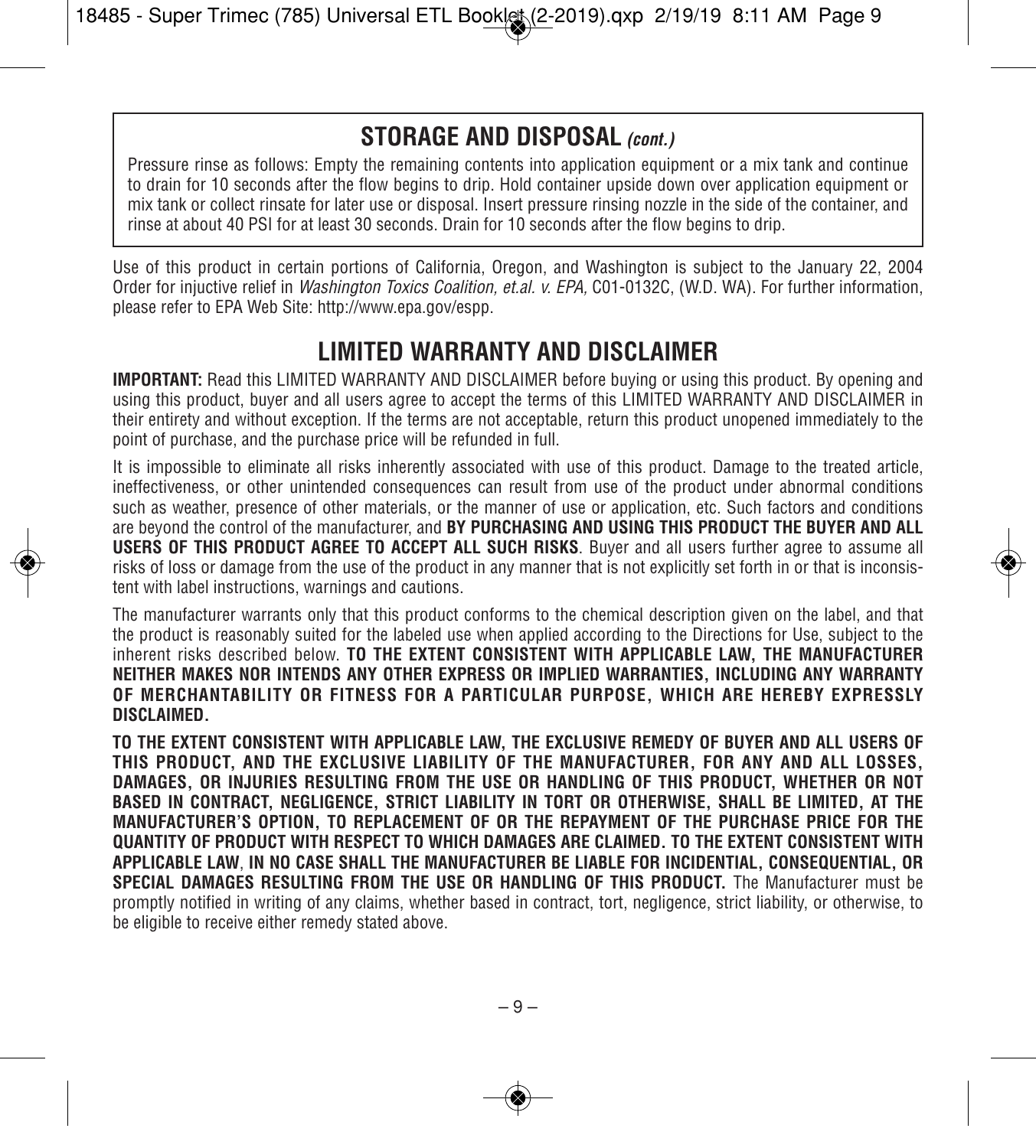## STORAGE AND DISPOSAL *(cont.)*

Pressure rinse as follows: Empty the remaining contents into application equipment or a mix tank and continue to drain for 10 seconds after the flow begins to drip. Hold container upside down over application equipment or mix tank or collect rinsate for later use or disposal. Insert pressure rinsing nozzle in the side of the container, and rinse at about 40 PSI for at least 30 seconds. Drain for 10 seconds after the flow begins to drip.

Use of this product in certain portions of California, Oregon, and Washington is subject to the January 22, 2004 Order for injuctive relief in *Washington Toxics Coalition, et.al. v. EPA,* C01-0132C, (W.D. WA). For further information, please refer to EPA Web Site: http://www.epa.gov/espp.

## LIMITED WARRANTY AND DISCLAIMER

**IMPORTANT:** Read this LIMITED WARRANTY AND DISCLAIMER before buying or using this product. By opening and using this product, buyer and all users agree to accept the terms of this LIMITED WARRANTY AND DISCLAIMER in their entirety and without exception. If the terms are not acceptable, return this product unopened immediately to the point of purchase, and the purchase price will be refunded in full.

It is impossible to eliminate all risks inherently associated with use of this product. Damage to the treated article, ineffectiveness, or other unintended consequences can result from use of the product under abnormal conditions such as weather, presence of other materials, or the manner of use or application, etc. Such factors and conditions are beyond the control of the manufacturer, and **BY PURCHASING AND USING THIS PRODUCT THE BUYER AND ALL USERS OF THIS PRODUCT AGREE TO ACCEPT ALL SUCH RISKS**. Buyer and all users further agree to assume all risks of loss or damage from the use of the product in any manner that is not explicitly set forth in or that is inconsistent with label instructions, warnings and cautions.

The manufacturer warrants only that this product conforms to the chemical description given on the label, and that the product is reasonably suited for the labeled use when applied according to the Directions for Use, subject to the inherent risks described below. **TO THE EXTENT CONSISTENT WITH APPLICABLE LAW, THE MANUFACTURER NEITHER MAKES NOR INTENDS ANY OTHER EXPRESS OR IMPLIED WARRANTIES, INCLUDING ANY WARRANTY OF MERCHANTABILITY OR FITNESS FOR A PARTICULAR PURPOSE, WHICH ARE HEREBY EXPRESSLY DISCLAIMED.**

**TO THE EXTENT CONSISTENT WITH APPLICABLE LAW, THE EXCLUSIVE REMEDY OF BUYER AND ALL USERS OF THIS PRODUCT, AND THE EXCLUSIVE LIABILITY OF THE MANUFACTURER, FOR ANY AND ALL LOSSES, DAMAGES, OR INJURIES RESULTING FROM THE USE OR HANDLING OF THIS PRODUCT, WHETHER OR NOT BASED IN CONTRACT, NEGLIGENCE, STRICT LIABILITY IN TORT OR OTHERWISE, SHALL BE LIMITED, AT THE MANUFACTURER'S OPTION, TO REPLACEMENT OF OR THE REPAYMENT OF THE PURCHASE PRICE FOR THE QUANTITY OF PRODUCT WITH RESPECT TO WHICH DAMAGES ARE CLAIMED. TO THE EXTENT CONSISTENT WITH APPLICABLE LAW**, **IN NO CASE SHALL THE MANUFACTURER BE LIABLE FOR INCIDENTIAL, CONSEQUENTIAL, OR SPECIAL DAMAGES RESULTING FROM THE USE OR HANDLING OF THIS PRODUCT.** The Manufacturer must be promptly notified in writing of any claims, whether based in contract, tort, negligence, strict liability, or otherwise, to be eligible to receive either remedy stated above.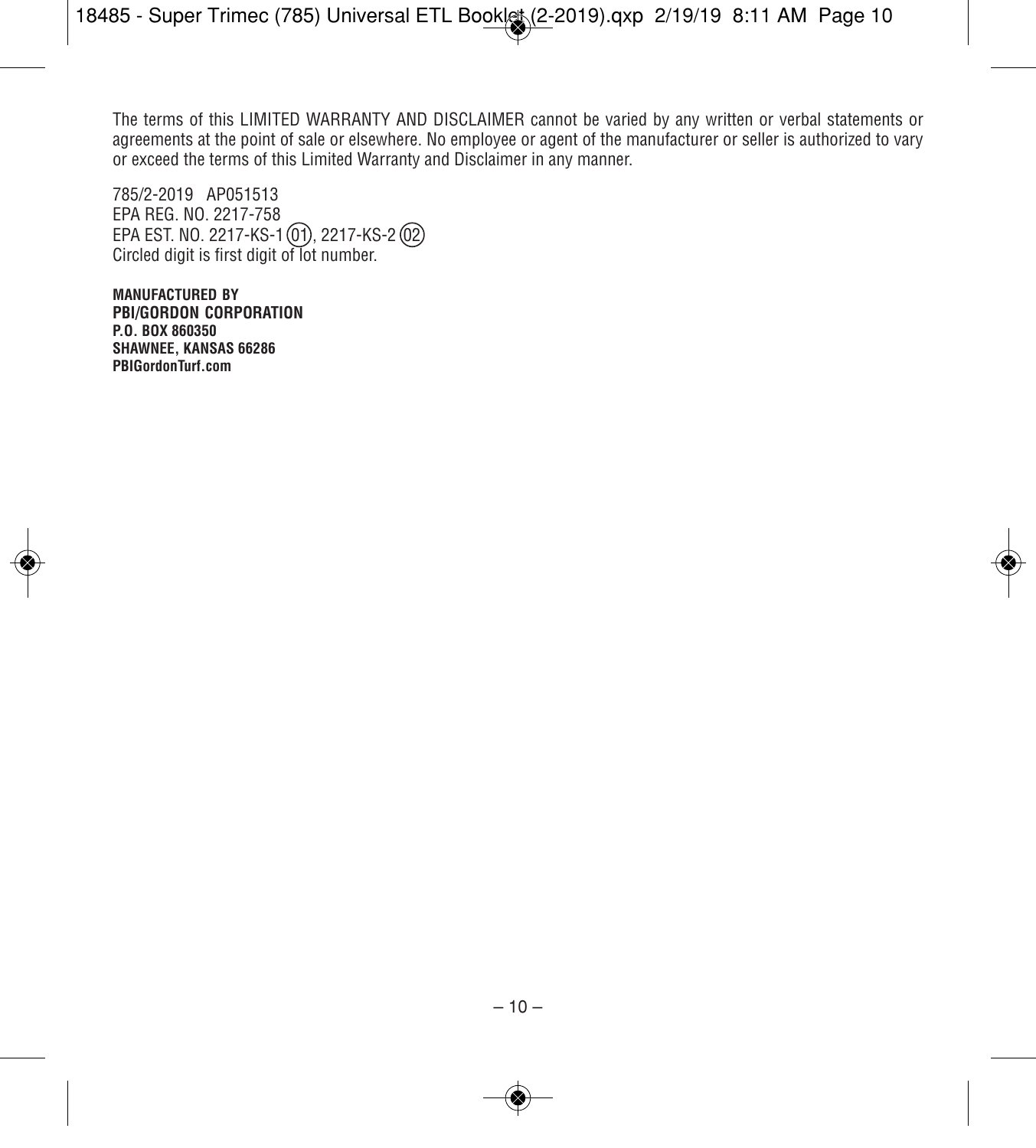The terms of this LIMITED WARRANTY AND DISCLAIMER cannot be varied by any written or verbal statements or agreements at the point of sale or elsewhere. No employee or agent of the manufacturer or seller is authorized to vary or exceed the terms of this Limited Warranty and Disclaimer in any manner.

785/2-2019 AP051513
EPA REG. NO. 2217-758
EPA EST. NO. 2217-KS-1 (01), 2217-KS-2 (02)
Circled digit is first digit of lot number.

**MANUFACTURED BY**
**PBI/GORDON CORPORATION**
**P.O. BOX 860350**
**SHAWNEE, KANSAS 66286**
**PBIGordonTurf.com**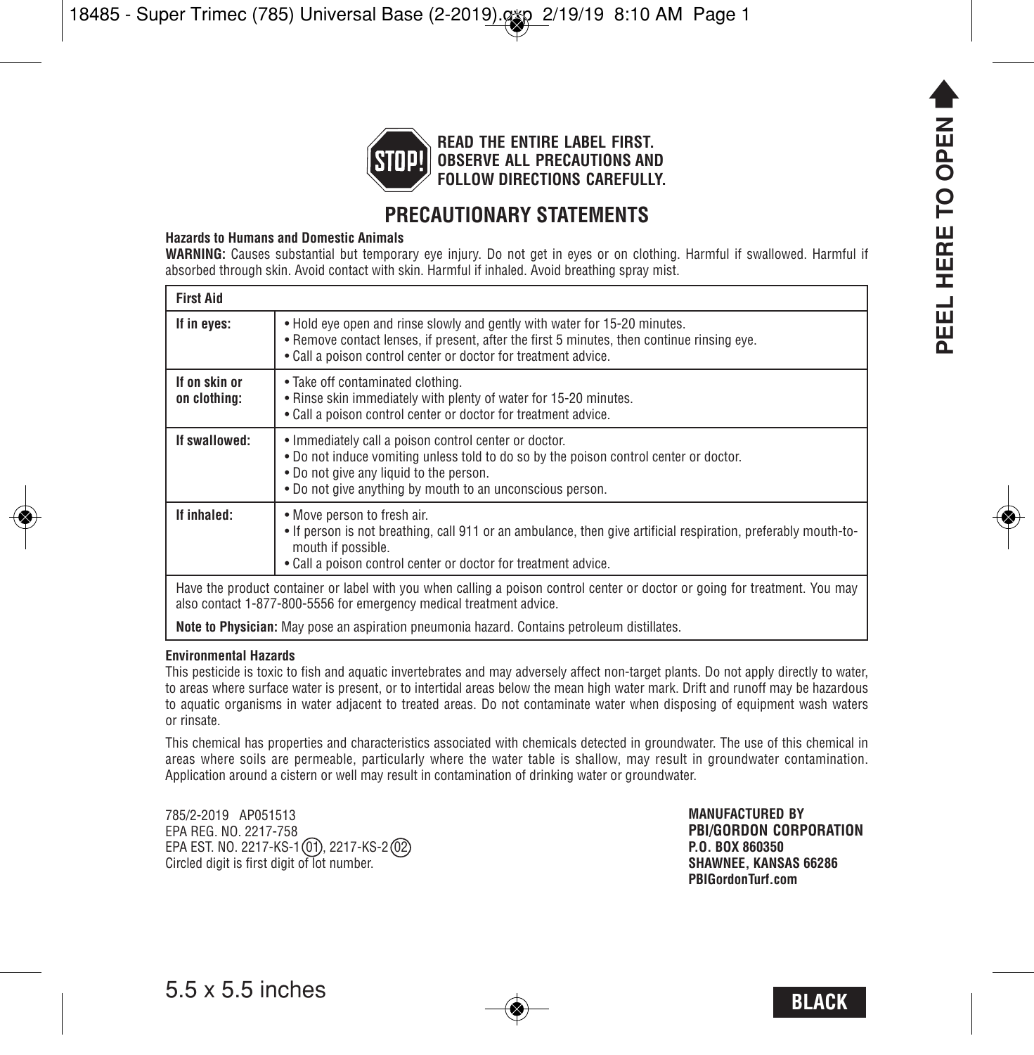**STOP!** READ THE ENTIRE LABEL FIRST. OBSERVE ALL PRECAUTIONS AND FOLLOW DIRECTIONS CAREFULLY.

PEEL HERE TO OPEN

## PRECAUTIONARY STATEMENTS

**Hazards to Humans and Domestic Animals**

**WARNING:** Causes substantial but temporary eye injury. Do not get in eyes or on clothing. Harmful if swallowed. Harmful if absorbed through skin. Avoid contact with skin. Harmful if inhaled. Avoid breathing spray mist.

| **First Aid** | |
|---|---|
| **If in eyes:** | • Hold eye open and rinse slowly and gently with water for 15-20 minutes.<br>• Remove contact lenses, if present, after the first 5 minutes, then continue rinsing eye.<br>• Call a poison control center or doctor for treatment advice. |
| **If on skin or on clothing:** | • Take off contaminated clothing.<br>• Rinse skin immediately with plenty of water for 15-20 minutes.<br>• Call a poison control center or doctor for treatment advice. |
| **If swallowed:** | • Immediately call a poison control center or doctor.<br>• Do not induce vomiting unless told to do so by the poison control center or doctor.<br>• Do not give any liquid to the person.<br>• Do not give anything by mouth to an unconscious person. |
| **If inhaled:** | • Move person to fresh air.<br>• If person is not breathing, call 911 or an ambulance, then give artificial respiration, preferably mouth-to-mouth if possible.<br>• Call a poison control center or doctor for treatment advice. |
| Have the product container or label with you when calling a poison control center or doctor or going for treatment. You may also contact 1-877-800-5556 for emergency medical treatment advice.<br><br>**Note to Physician:** May pose an aspiration pneumonia hazard. Contains petroleum distillates. | |

**Environmental Hazards**

This pesticide is toxic to fish and aquatic invertebrates and may adversely affect non-target plants. Do not apply directly to water, to areas where surface water is present, or to intertidal areas below the mean high water mark. Drift and runoff may be hazardous to aquatic organisms in water adjacent to treated areas. Do not contaminate water when disposing of equipment wash waters or rinsate.

This chemical has properties and characteristics associated with chemicals detected in groundwater. The use of this chemical in areas where soils are permeable, particularly where the water table is shallow, may result in groundwater contamination. Application around a cistern or well may result in contamination of drinking water or groundwater.

785/2-2019 AP051513
EPA REG. NO. 2217-758
EPA EST. NO. 2217-KS-1 (01), 2217-KS-2 (02)
Circled digit is first digit of lot number.

**MANUFACTURED BY**
**PBI/GORDON CORPORATION**
**P.O. BOX 860350**
**SHAWNEE, KANSAS 66286**
**PBIGordonTurf.com**